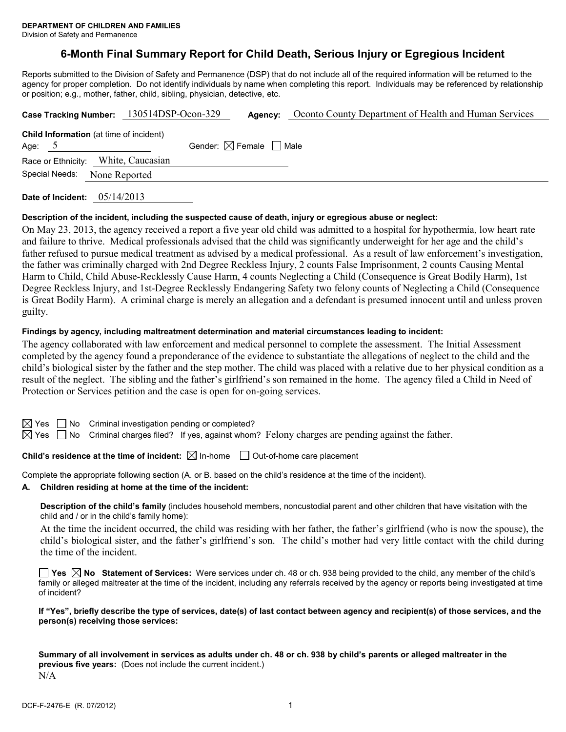**DEPARTMENT OF CHILDREN AND FAMILIES**
Division of Safety and Permanence

# 6-Month Final Summary Report for Child Death, Serious Injury or Egregious Incident

Reports submitted to the Division of Safety and Permanence (DSP) that do not include all of the required information will be returned to the agency for proper completion. Do not identify individuals by name when completing this report. Individuals may be referenced by relationship or position; e.g., mother, father, child, sibling, physician, detective, etc.

**Case Tracking Number:** 130514DSP-Ocon-329 **Agency:** Oconto County Department of Health and Human Services

**Child Information** (at time of incident)

Age: 5 Gender: ☒ Female ☐ Male

Race or Ethnicity: White, Caucasian

Special Needs: None Reported

**Date of Incident:** 05/14/2013

**Description of the incident, including the suspected cause of death, injury or egregious abuse or neglect:**

On May 23, 2013, the agency received a report a five year old child was admitted to a hospital for hypothermia, low heart rate and failure to thrive. Medical professionals advised that the child was significantly underweight for her age and the child's father refused to pursue medical treatment as advised by a medical professional. As a result of law enforcement's investigation, the father was criminally charged with 2nd Degree Reckless Injury, 2 counts False Imprisonment, 2 counts Causing Mental Harm to Child, Child Abuse-Recklessly Cause Harm, 4 counts Neglecting a Child (Consequence is Great Bodily Harm), 1st Degree Reckless Injury, and 1st-Degree Recklessly Endangering Safety two felony counts of Neglecting a Child (Consequence is Great Bodily Harm). A criminal charge is merely an allegation and a defendant is presumed innocent until and unless proven guilty.

**Findings by agency, including maltreatment determination and material circumstances leading to incident:**

The agency collaborated with law enforcement and medical personnel to complete the assessment. The Initial Assessment completed by the agency found a preponderance of the evidence to substantiate the allegations of neglect to the child and the child's biological sister by the father and the step mother. The child was placed with a relative due to her physical condition as a result of the neglect. The sibling and the father's girlfriend's son remained in the home. The agency filed a Child in Need of Protection or Services petition and the case is open for on-going services.

☒ Yes ☐ No Criminal investigation pending or completed?

☒ Yes ☐ No Criminal charges filed? If yes, against whom? Felony charges are pending against the father.

**Child's residence at the time of incident:** ☒ In-home ☐ Out-of-home care placement

Complete the appropriate following section (A. or B. based on the child's residence at the time of the incident).

**A. Children residing at home at the time of the incident:**

**Description of the child's family** (includes household members, noncustodial parent and other children that have visitation with the child and / or in the child's family home):

At the time the incident occurred, the child was residing with her father, the father's girlfriend (who is now the spouse), the child's biological sister, and the father's girlfriend's son. The child's mother had very little contact with the child during the time of the incident.

☐ **Yes** ☒ **No Statement of Services:** Were services under ch. 48 or ch. 938 being provided to the child, any member of the child's family or alleged maltreater at the time of the incident, including any referrals received by the agency or reports being investigated at time of incident?

**If "Yes", briefly describe the type of services, date(s) of last contact between agency and recipient(s) of those services, and the person(s) receiving those services:**

**Summary of all involvement in services as adults under ch. 48 or ch. 938 by child's parents or alleged maltreater in the previous five years:** (Does not include the current incident.)

N/A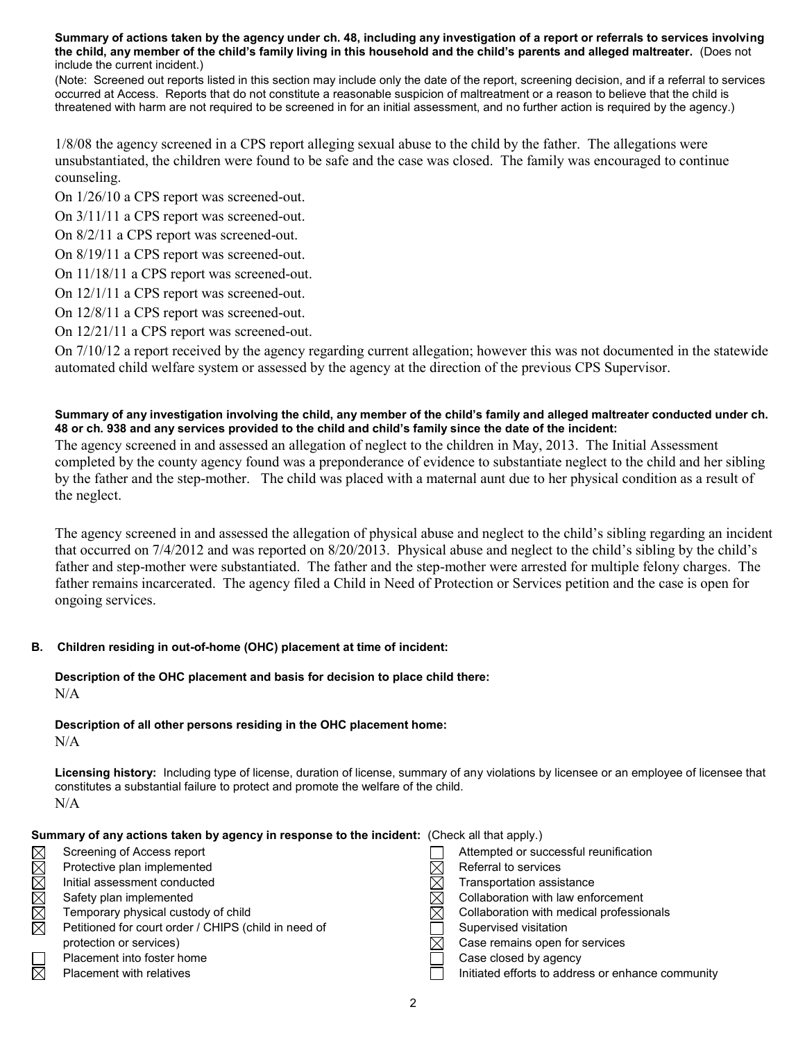**Summary of actions taken by the agency under ch. 48, including any investigation of a report or referrals to services involving the child, any member of the child's family living in this household and the child's parents and alleged maltreater.** (Does not include the current incident.)

(Note: Screened out reports listed in this section may include only the date of the report, screening decision, and if a referral to services occurred at Access. Reports that do not constitute a reasonable suspicion of maltreatment or a reason to believe that the child is threatened with harm are not required to be screened in for an initial assessment, and no further action is required by the agency.)

1/8/08 the agency screened in a CPS report alleging sexual abuse to the child by the father. The allegations were unsubstantiated, the children were found to be safe and the case was closed. The family was encouraged to continue counseling.

On 1/26/10 a CPS report was screened-out.

On 3/11/11 a CPS report was screened-out.

On 8/2/11 a CPS report was screened-out.

On 8/19/11 a CPS report was screened-out.

On 11/18/11 a CPS report was screened-out.

On 12/1/11 a CPS report was screened-out.

On 12/8/11 a CPS report was screened-out.

On 12/21/11 a CPS report was screened-out.

On 7/10/12 a report received by the agency regarding current allegation; however this was not documented in the statewide automated child welfare system or assessed by the agency at the direction of the previous CPS Supervisor.

**Summary of any investigation involving the child, any member of the child's family and alleged maltreater conducted under ch. 48 or ch. 938 and any services provided to the child and child's family since the date of the incident:**

The agency screened in and assessed an allegation of neglect to the children in May, 2013. The Initial Assessment completed by the county agency found was a preponderance of evidence to substantiate neglect to the child and her sibling by the father and the step-mother. The child was placed with a maternal aunt due to her physical condition as a result of the neglect.

The agency screened in and assessed the allegation of physical abuse and neglect to the child's sibling regarding an incident that occurred on 7/4/2012 and was reported on 8/20/2013. Physical abuse and neglect to the child's sibling by the child's father and step-mother were substantiated. The father and the step-mother were arrested for multiple felony charges. The father remains incarcerated. The agency filed a Child in Need of Protection or Services petition and the case is open for ongoing services.

**B. Children residing in out-of-home (OHC) placement at time of incident:**

**Description of the OHC placement and basis for decision to place child there:**

N/A

**Description of all other persons residing in the OHC placement home:**

N/A

**Licensing history:** Including type of license, duration of license, summary of any violations by licensee or an employee of licensee that constitutes a substantial failure to protect and promote the welfare of the child.

N/A

**Summary of any actions taken by agency in response to the incident:** (Check all that apply.)

- [x] Screening of Access report
- [x] Protective plan implemented
- [x] Initial assessment conducted
- [x] Safety plan implemented
- [x] Temporary physical custody of child
- [x] Petitioned for court order / CHIPS (child in need of protection or services)
- [ ] Placement into foster home
- [x] Placement with relatives
- [ ] Attempted or successful reunification
- [x] Referral to services
- [x] Transportation assistance
- [x] Collaboration with law enforcement
- [x] Collaboration with medical professionals
- [ ] Supervised visitation
- [x] Case remains open for services
- [ ] Case closed by agency
- [ ] Initiated efforts to address or enhance community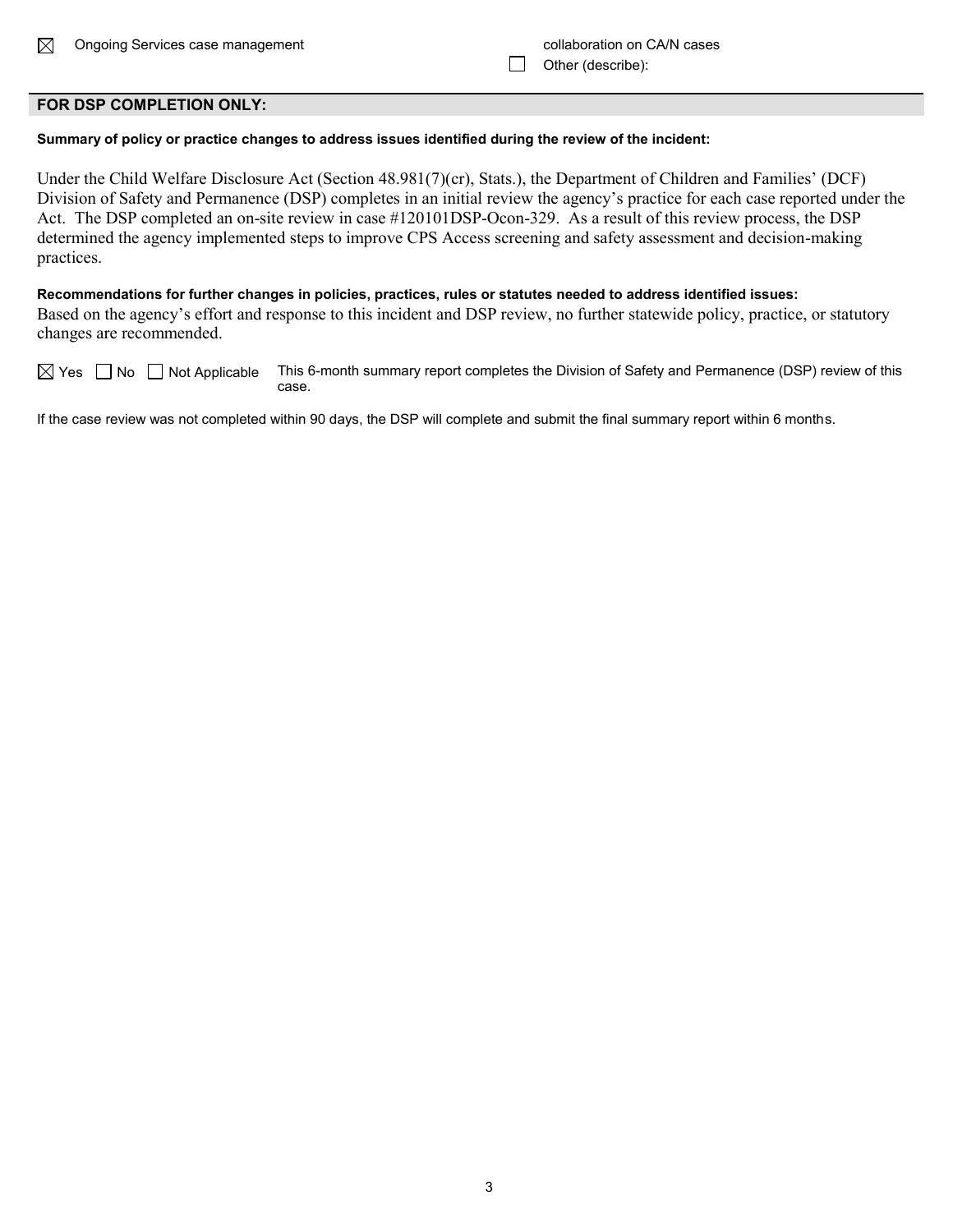☒ Ongoing Services case management

collaboration on CA/N cases

☐ Other (describe):

## FOR DSP COMPLETION ONLY:

**Summary of policy or practice changes to address issues identified during the review of the incident:**

Under the Child Welfare Disclosure Act (Section 48.981(7)(cr), Stats.), the Department of Children and Families' (DCF) Division of Safety and Permanence (DSP) completes in an initial review the agency's practice for each case reported under the Act. The DSP completed an on-site review in case #120101DSP-Ocon-329. As a result of this review process, the DSP determined the agency implemented steps to improve CPS Access screening and safety assessment and decision-making practices.

**Recommendations for further changes in policies, practices, rules or statutes needed to address identified issues:**

Based on the agency's effort and response to this incident and DSP review, no further statewide policy, practice, or statutory changes are recommended.

☒ Yes ☐ No ☐ Not Applicable This 6-month summary report completes the Division of Safety and Permanence (DSP) review of this case.

If the case review was not completed within 90 days, the DSP will complete and submit the final summary report within 6 months.